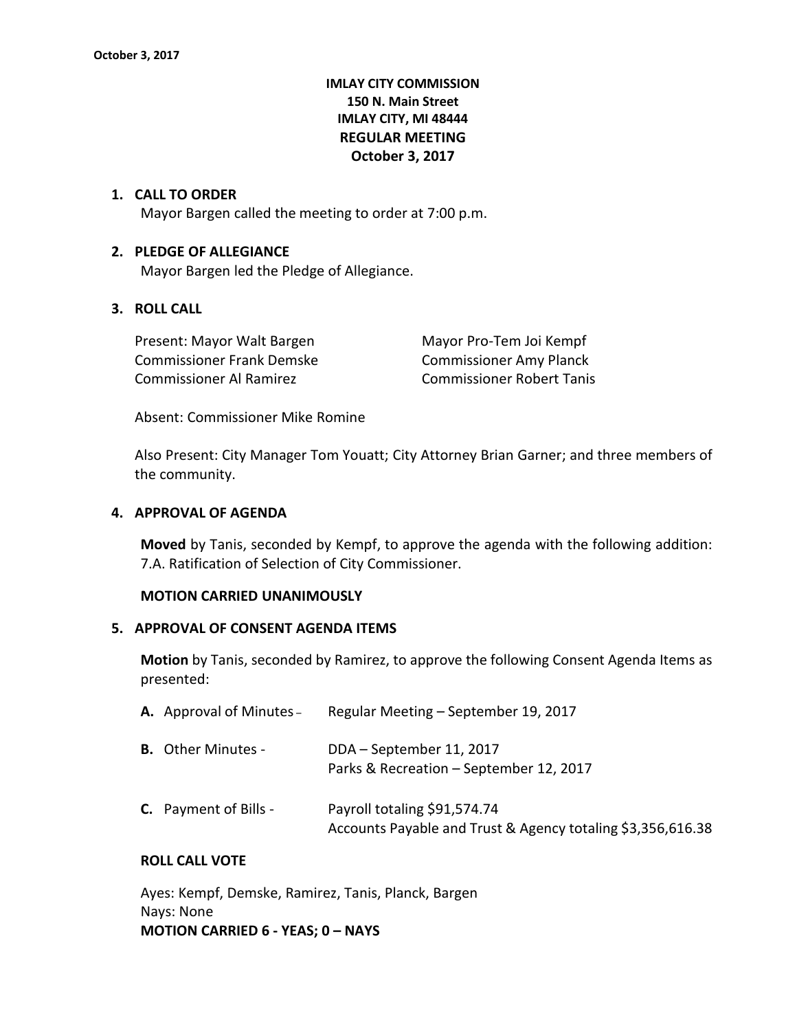**IMLAY CITY COMMISSION**
**150 N. Main Street**
**IMLAY CITY, MI 48444**
**REGULAR MEETING**
**October 3, 2017**

1. **CALL TO ORDER**
   Mayor Bargen called the meeting to order at 7:00 p.m.

2. **PLEDGE OF ALLEGIANCE**
   Mayor Bargen led the Pledge of Allegiance.

3. **ROLL CALL**

   Present: Mayor Walt Bargen
   Mayor Pro-Tem Joi Kempf
   Commissioner Frank Demske
   Commissioner Amy Planck
   Commissioner Al Ramirez
   Commissioner Robert Tanis

   Absent: Commissioner Mike Romine

   Also Present: City Manager Tom Youatt; City Attorney Brian Garner; and three members of the community.

4. **APPROVAL OF AGENDA**

   **Moved** by Tanis, seconded by Kempf, to approve the agenda with the following addition: 7.A. Ratification of Selection of City Commissioner.

   **MOTION CARRIED UNANIMOUSLY**

5. **APPROVAL OF CONSENT AGENDA ITEMS**

   **Motion** by Tanis, seconded by Ramirez, to approve the following Consent Agenda Items as presented:

   **A.** Approval of Minutes – Regular Meeting – September 19, 2017

   **B.** Other Minutes - DDA – September 11, 2017
   Parks & Recreation – September 12, 2017

   **C.** Payment of Bills - Payroll totaling $91,574.74
   Accounts Payable and Trust & Agency totaling $3,356,616.38

   **ROLL CALL VOTE**

   Ayes: Kempf, Demske, Ramirez, Tanis, Planck, Bargen
   Nays: None
   **MOTION CARRIED 6 - YEAS; 0 – NAYS**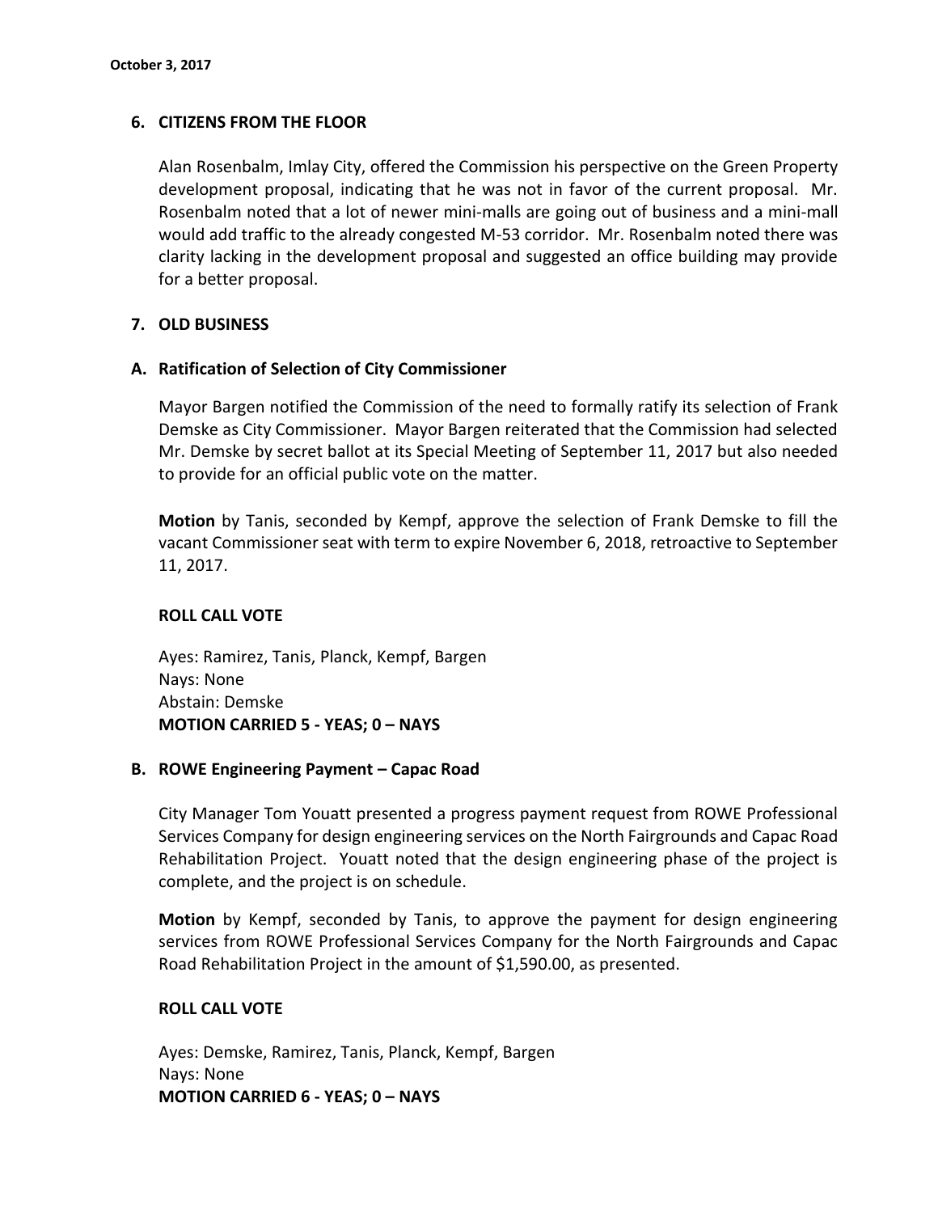## 6. CITIZENS FROM THE FLOOR

Alan Rosenbalm, Imlay City, offered the Commission his perspective on the Green Property development proposal, indicating that he was not in favor of the current proposal. Mr. Rosenbalm noted that a lot of newer mini-malls are going out of business and a mini-mall would add traffic to the already congested M-53 corridor. Mr. Rosenbalm noted there was clarity lacking in the development proposal and suggested an office building may provide for a better proposal.

## 7. OLD BUSINESS

### A. Ratification of Selection of City Commissioner

Mayor Bargen notified the Commission of the need to formally ratify its selection of Frank Demske as City Commissioner. Mayor Bargen reiterated that the Commission had selected Mr. Demske by secret ballot at its Special Meeting of September 11, 2017 but also needed to provide for an official public vote on the matter.

**Motion** by Tanis, seconded by Kempf, approve the selection of Frank Demske to fill the vacant Commissioner seat with term to expire November 6, 2018, retroactive to September 11, 2017.

**ROLL CALL VOTE**

Ayes: Ramirez, Tanis, Planck, Kempf, Bargen
Nays: None
Abstain: Demske
**MOTION CARRIED 5 - YEAS; 0 – NAYS**

### B. ROWE Engineering Payment – Capac Road

City Manager Tom Youatt presented a progress payment request from ROWE Professional Services Company for design engineering services on the North Fairgrounds and Capac Road Rehabilitation Project. Youatt noted that the design engineering phase of the project is complete, and the project is on schedule.

**Motion** by Kempf, seconded by Tanis, to approve the payment for design engineering services from ROWE Professional Services Company for the North Fairgrounds and Capac Road Rehabilitation Project in the amount of $1,590.00, as presented.

**ROLL CALL VOTE**

Ayes: Demske, Ramirez, Tanis, Planck, Kempf, Bargen
Nays: None
**MOTION CARRIED 6 - YEAS; 0 – NAYS**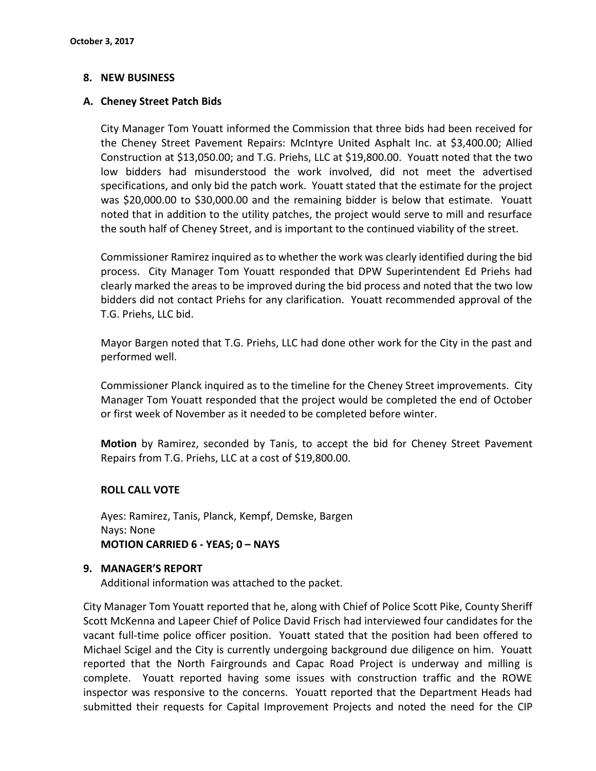**8. NEW BUSINESS**

**A. Cheney Street Patch Bids**

City Manager Tom Youatt informed the Commission that three bids had been received for the Cheney Street Pavement Repairs: McIntyre United Asphalt Inc. at $3,400.00; Allied Construction at $13,050.00; and T.G. Priehs, LLC at $19,800.00. Youatt noted that the two low bidders had misunderstood the work involved, did not meet the advertised specifications, and only bid the patch work. Youatt stated that the estimate for the project was $20,000.00 to $30,000.00 and the remaining bidder is below that estimate. Youatt noted that in addition to the utility patches, the project would serve to mill and resurface the south half of Cheney Street, and is important to the continued viability of the street.

Commissioner Ramirez inquired as to whether the work was clearly identified during the bid process. City Manager Tom Youatt responded that DPW Superintendent Ed Priehs had clearly marked the areas to be improved during the bid process and noted that the two low bidders did not contact Priehs for any clarification. Youatt recommended approval of the T.G. Priehs, LLC bid.

Mayor Bargen noted that T.G. Priehs, LLC had done other work for the City in the past and performed well.

Commissioner Planck inquired as to the timeline for the Cheney Street improvements. City Manager Tom Youatt responded that the project would be completed the end of October or first week of November as it needed to be completed before winter.

**Motion** by Ramirez, seconded by Tanis, to accept the bid for Cheney Street Pavement Repairs from T.G. Priehs, LLC at a cost of $19,800.00.

**ROLL CALL VOTE**

Ayes: Ramirez, Tanis, Planck, Kempf, Demske, Bargen
Nays: None
**MOTION CARRIED 6 - YEAS; 0 – NAYS**

**9. MANAGER'S REPORT**

Additional information was attached to the packet.

City Manager Tom Youatt reported that he, along with Chief of Police Scott Pike, County Sheriff Scott McKenna and Lapeer Chief of Police David Frisch had interviewed four candidates for the vacant full-time police officer position. Youatt stated that the position had been offered to Michael Scigel and the City is currently undergoing background due diligence on him. Youatt reported that the North Fairgrounds and Capac Road Project is underway and milling is complete. Youatt reported having some issues with construction traffic and the ROWE inspector was responsive to the concerns. Youatt reported that the Department Heads had submitted their requests for Capital Improvement Projects and noted the need for the CIP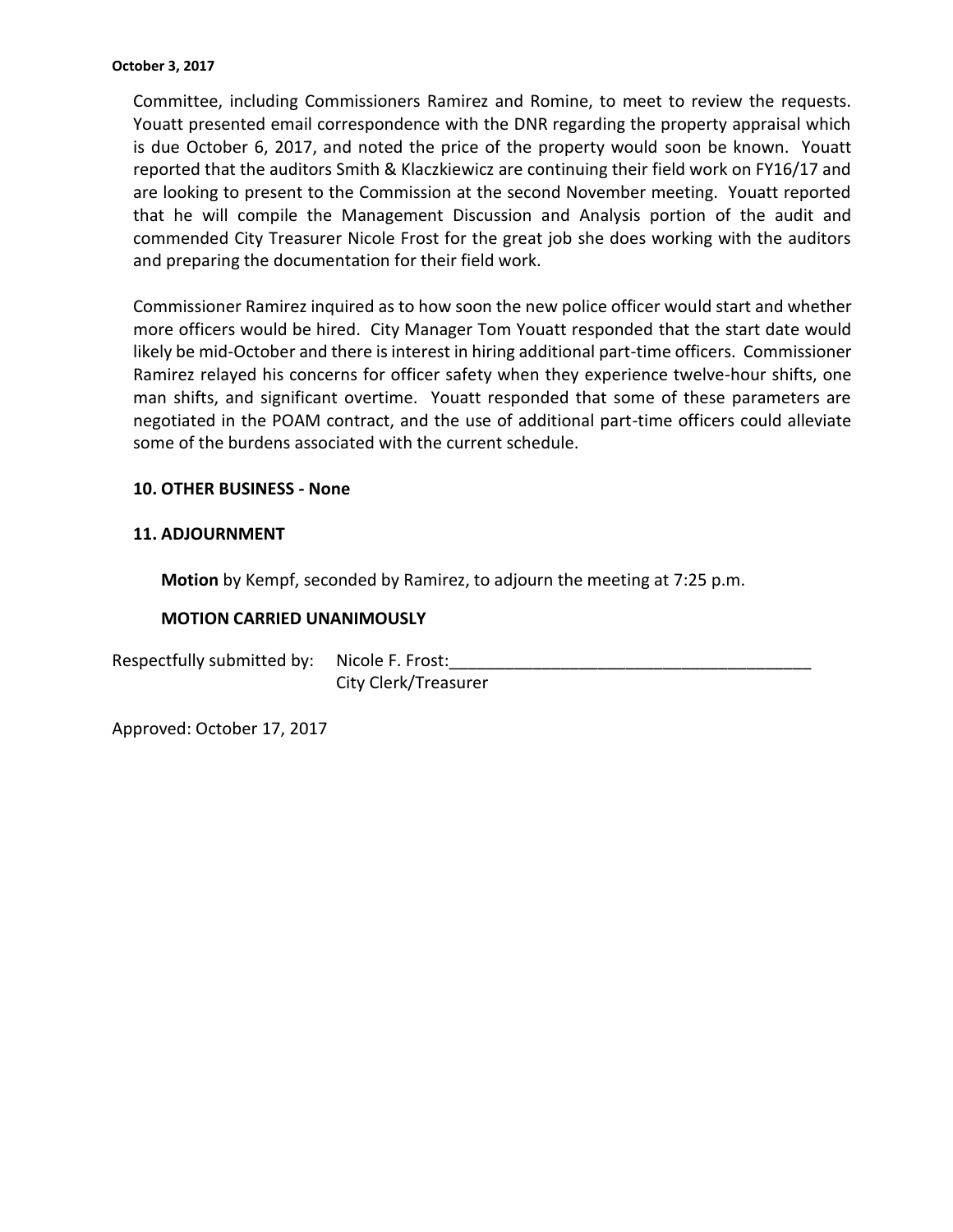Committee, including Commissioners Ramirez and Romine, to meet to review the requests. Youatt presented email correspondence with the DNR regarding the property appraisal which is due October 6, 2017, and noted the price of the property would soon be known. Youatt reported that the auditors Smith & Klaczkiewicz are continuing their field work on FY16/17 and are looking to present to the Commission at the second November meeting. Youatt reported that he will compile the Management Discussion and Analysis portion of the audit and commended City Treasurer Nicole Frost for the great job she does working with the auditors and preparing the documentation for their field work.

Commissioner Ramirez inquired as to how soon the new police officer would start and whether more officers would be hired. City Manager Tom Youatt responded that the start date would likely be mid-October and there is interest in hiring additional part-time officers. Commissioner Ramirez relayed his concerns for officer safety when they experience twelve-hour shifts, one man shifts, and significant overtime. Youatt responded that some of these parameters are negotiated in the POAM contract, and the use of additional part-time officers could alleviate some of the burdens associated with the current schedule.

**10. OTHER BUSINESS - None**

**11. ADJOURNMENT**

**Motion** by Kempf, seconded by Ramirez, to adjourn the meeting at 7:25 p.m.

**MOTION CARRIED UNANIMOUSLY**

Respectfully submitted by: Nicole F. Frost:________________________________________
City Clerk/Treasurer

Approved: October 17, 2017